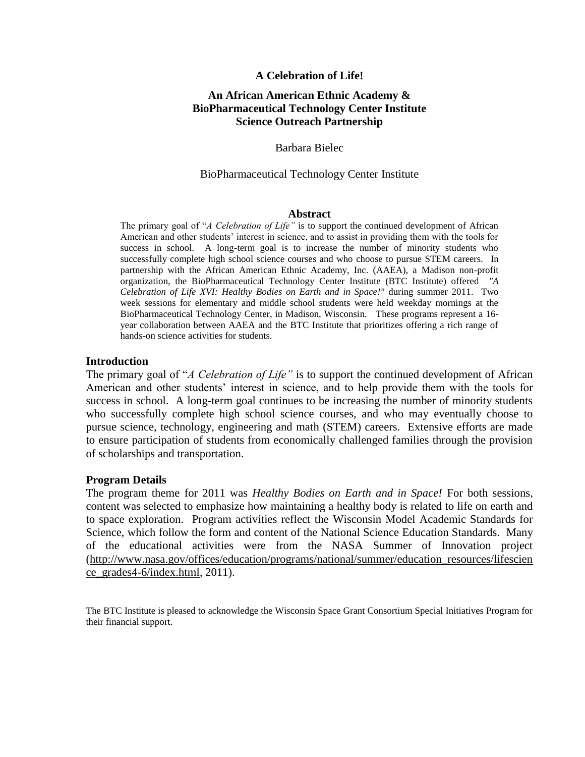# A Celebration of Life!

## An African American Ethnic Academy & BioPharmaceutical Technology Center Institute Science Outreach Partnership

Barbara Bielec

BioPharmaceutical Technology Center Institute

### Abstract

The primary goal of "*A Celebration of Life"* is to support the continued development of African American and other students' interest in science, and to assist in providing them with the tools for success in school. A long-term goal is to increase the number of minority students who successfully complete high school science courses and who choose to pursue STEM careers. In partnership with the African American Ethnic Academy, Inc. (AAEA), a Madison non-profit organization, the BioPharmaceutical Technology Center Institute (BTC Institute) offered *"A Celebration of Life XVI: Healthy Bodies on Earth and in Space!"* during summer 2011. Two week sessions for elementary and middle school students were held weekday mornings at the BioPharmaceutical Technology Center, in Madison, Wisconsin. These programs represent a 16-year collaboration between AAEA and the BTC Institute that prioritizes offering a rich range of hands-on science activities for students.

### Introduction

The primary goal of "*A Celebration of Life"* is to support the continued development of African American and other students' interest in science, and to help provide them with the tools for success in school. A long-term goal continues to be increasing the number of minority students who successfully complete high school science courses, and who may eventually choose to pursue science, technology, engineering and math (STEM) careers. Extensive efforts are made to ensure participation of students from economically challenged families through the provision of scholarships and transportation.

### Program Details

The program theme for 2011 was *Healthy Bodies on Earth and in Space!* For both sessions, content was selected to emphasize how maintaining a healthy body is related to life on earth and to space exploration. Program activities reflect the Wisconsin Model Academic Standards for Science, which follow the form and content of the National Science Education Standards. Many of the educational activities were from the NASA Summer of Innovation project (http://www.nasa.gov/offices/education/programs/national/summer/education_resources/lifescience_grades4-6/index.html, 2011).

The BTC Institute is pleased to acknowledge the Wisconsin Space Grant Consortium Special Initiatives Program for their financial support.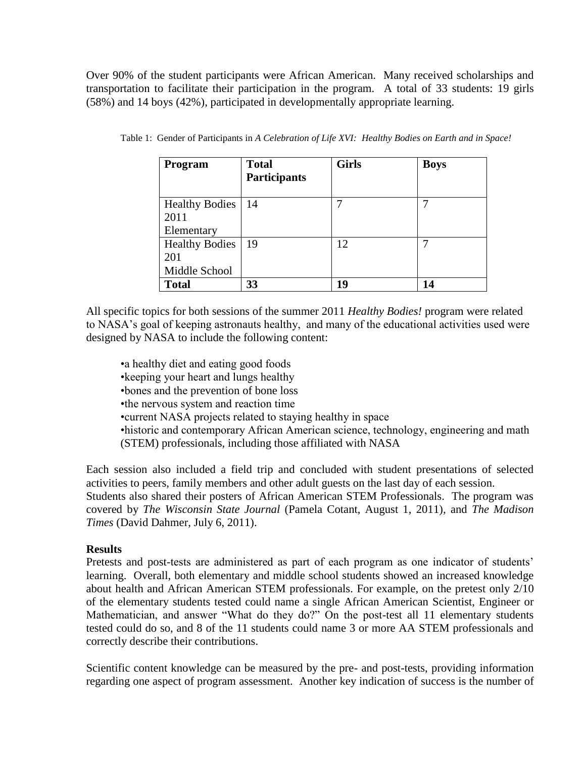Over 90% of the student participants were African American. Many received scholarships and transportation to facilitate their participation in the program. A total of 33 students: 19 girls (58%) and 14 boys (42%), participated in developmentally appropriate learning.

Table 1: Gender of Participants in *A Celebration of Life XVI: Healthy Bodies on Earth and in Space!*

| Program | Total Participants | Girls | Boys |
|---|---|---|---|
| Healthy Bodies 2011 Elementary | 14 | 7 | 7 |
| Healthy Bodies 201 Middle School | 19 | 12 | 7 |
| **Total** | **33** | **19** | **14** |

All specific topics for both sessions of the summer 2011 *Healthy Bodies!* program were related to NASA's goal of keeping astronauts healthy, and many of the educational activities used were designed by NASA to include the following content:

- a healthy diet and eating good foods
- keeping your heart and lungs healthy
- bones and the prevention of bone loss
- the nervous system and reaction time
- current NASA projects related to staying healthy in space
- historic and contemporary African American science, technology, engineering and math (STEM) professionals, including those affiliated with NASA

Each session also included a field trip and concluded with student presentations of selected activities to peers, family members and other adult guests on the last day of each session. Students also shared their posters of African American STEM Professionals. The program was covered by *The Wisconsin State Journal* (Pamela Cotant, August 1, 2011), and *The Madison Times* (David Dahmer, July 6, 2011).

**Results**

Pretests and post-tests are administered as part of each program as one indicator of students' learning. Overall, both elementary and middle school students showed an increased knowledge about health and African American STEM professionals. For example, on the pretest only 2/10 of the elementary students tested could name a single African American Scientist, Engineer or Mathematician, and answer "What do they do?" On the post-test all 11 elementary students tested could do so, and 8 of the 11 students could name 3 or more AA STEM professionals and correctly describe their contributions.

Scientific content knowledge can be measured by the pre- and post-tests, providing information regarding one aspect of program assessment. Another key indication of success is the number of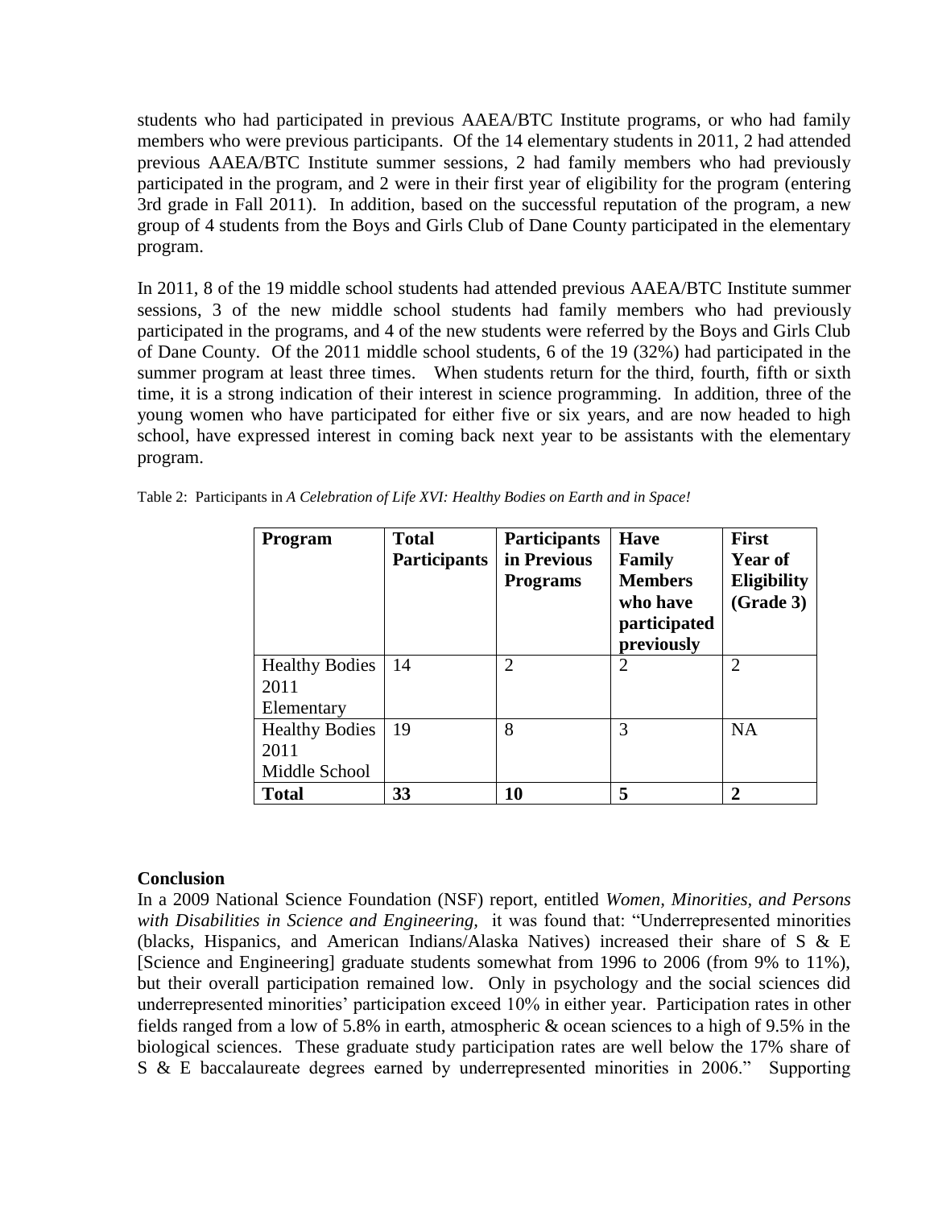students who had participated in previous AAEA/BTC Institute programs, or who had family members who were previous participants. Of the 14 elementary students in 2011, 2 had attended previous AAEA/BTC Institute summer sessions, 2 had family members who had previously participated in the program, and 2 were in their first year of eligibility for the program (entering 3rd grade in Fall 2011). In addition, based on the successful reputation of the program, a new group of 4 students from the Boys and Girls Club of Dane County participated in the elementary program.

In 2011, 8 of the 19 middle school students had attended previous AAEA/BTC Institute summer sessions, 3 of the new middle school students had family members who had previously participated in the programs, and 4 of the new students were referred by the Boys and Girls Club of Dane County. Of the 2011 middle school students, 6 of the 19 (32%) had participated in the summer program at least three times. When students return for the third, fourth, fifth or sixth time, it is a strong indication of their interest in science programming. In addition, three of the young women who have participated for either five or six years, and are now headed to high school, have expressed interest in coming back next year to be assistants with the elementary program.

Table 2: Participants in *A Celebration of Life XVI: Healthy Bodies on Earth and in Space!*

| Program | Total Participants | Participants in Previous Programs | Have Family Members who have participated previously | First Year of Eligibility (Grade 3) |
|---|---|---|---|---|
| Healthy Bodies 2011 Elementary | 14 | 2 | 2 | 2 |
| Healthy Bodies 2011 Middle School | 19 | 8 | 3 | NA |
| **Total** | **33** | **10** | **5** | **2** |

**Conclusion**

In a 2009 National Science Foundation (NSF) report, entitled *Women, Minorities, and Persons with Disabilities in Science and Engineering,* it was found that: "Underrepresented minorities (blacks, Hispanics, and American Indians/Alaska Natives) increased their share of S & E [Science and Engineering] graduate students somewhat from 1996 to 2006 (from 9% to 11%), but their overall participation remained low. Only in psychology and the social sciences did underrepresented minorities' participation exceed 10% in either year. Participation rates in other fields ranged from a low of 5.8% in earth, atmospheric & ocean sciences to a high of 9.5% in the biological sciences. These graduate study participation rates are well below the 17% share of S & E baccalaureate degrees earned by underrepresented minorities in 2006." Supporting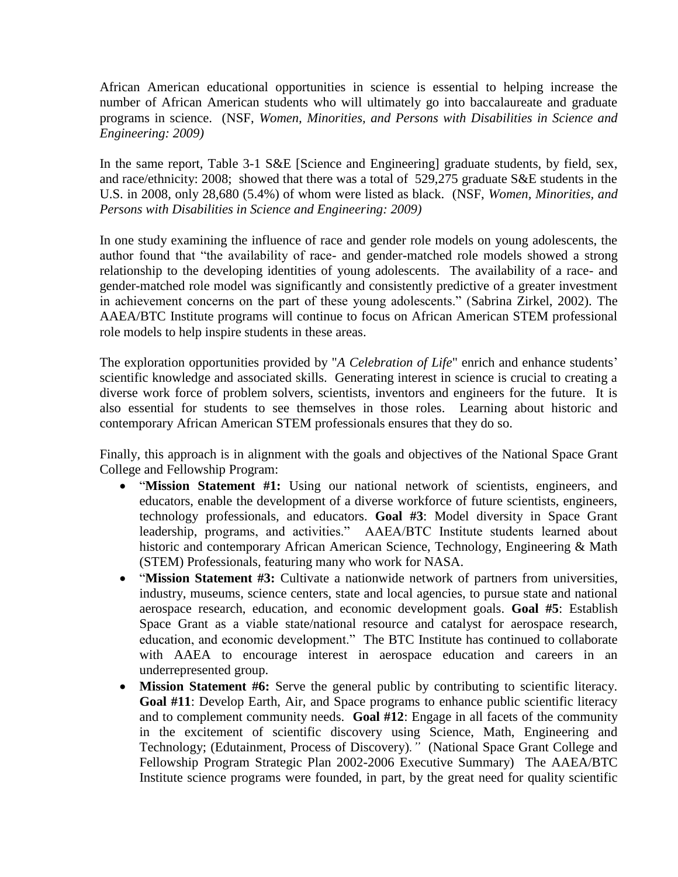African American educational opportunities in science is essential to helping increase the number of African American students who will ultimately go into baccalaureate and graduate programs in science. (NSF, *Women, Minorities, and Persons with Disabilities in Science and Engineering: 2009)*

In the same report, Table 3-1 S&E [Science and Engineering] graduate students, by field, sex, and race/ethnicity: 2008; showed that there was a total of 529,275 graduate S&E students in the U.S. in 2008, only 28,680 (5.4%) of whom were listed as black. (NSF, *Women, Minorities, and Persons with Disabilities in Science and Engineering: 2009)*

In one study examining the influence of race and gender role models on young adolescents, the author found that "the availability of race- and gender-matched role models showed a strong relationship to the developing identities of young adolescents. The availability of a race- and gender-matched role model was significantly and consistently predictive of a greater investment in achievement concerns on the part of these young adolescents." (Sabrina Zirkel, 2002). The AAEA/BTC Institute programs will continue to focus on African American STEM professional role models to help inspire students in these areas.

The exploration opportunities provided by "*A Celebration of Life*" enrich and enhance students' scientific knowledge and associated skills. Generating interest in science is crucial to creating a diverse work force of problem solvers, scientists, inventors and engineers for the future. It is also essential for students to see themselves in those roles. Learning about historic and contemporary African American STEM professionals ensures that they do so.

Finally, this approach is in alignment with the goals and objectives of the National Space Grant College and Fellowship Program:

- "**Mission Statement #1:** Using our national network of scientists, engineers, and educators, enable the development of a diverse workforce of future scientists, engineers, technology professionals, and educators. **Goal #3**: Model diversity in Space Grant leadership, programs, and activities." AAEA/BTC Institute students learned about historic and contemporary African American Science, Technology, Engineering & Math (STEM) Professionals, featuring many who work for NASA.
- "**Mission Statement #3:** Cultivate a nationwide network of partners from universities, industry, museums, science centers, state and local agencies, to pursue state and national aerospace research, education, and economic development goals. **Goal #5**: Establish Space Grant as a viable state/national resource and catalyst for aerospace research, education, and economic development." The BTC Institute has continued to collaborate with AAEA to encourage interest in aerospace education and careers in an underrepresented group.
- **Mission Statement #6:** Serve the general public by contributing to scientific literacy. **Goal #11**: Develop Earth, Air, and Space programs to enhance public scientific literacy and to complement community needs. **Goal #12**: Engage in all facets of the community in the excitement of scientific discovery using Science, Math, Engineering and Technology; (Edutainment, Process of Discovery)." (National Space Grant College and Fellowship Program Strategic Plan 2002-2006 Executive Summary) The AAEA/BTC Institute science programs were founded, in part, by the great need for quality scientific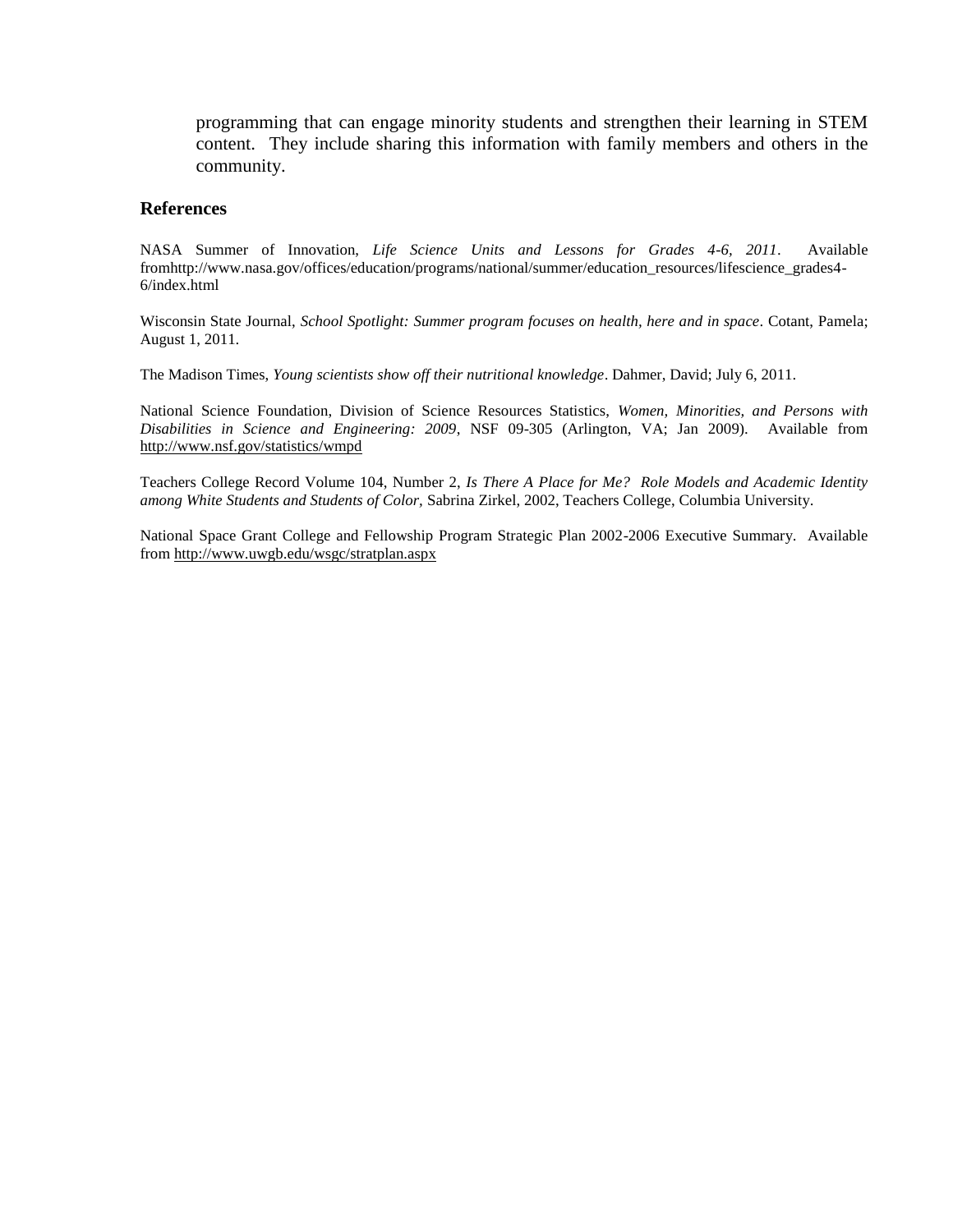programming that can engage minority students and strengthen their learning in STEM content. They include sharing this information with family members and others in the community.

## References

NASA Summer of Innovation, *Life Science Units and Lessons for Grades 4-6, 2011*. Available fromhttp://www.nasa.gov/offices/education/programs/national/summer/education_resources/lifescience_grades4-6/index.html

Wisconsin State Journal, *School Spotlight: Summer program focuses on health, here and in space*. Cotant, Pamela; August 1, 2011.

The Madison Times, *Young scientists show off their nutritional knowledge*. Dahmer, David; July 6, 2011.

National Science Foundation, Division of Science Resources Statistics, *Women, Minorities, and Persons with Disabilities in Science and Engineering: 2009*, NSF 09-305 (Arlington, VA; Jan 2009). Available from http://www.nsf.gov/statistics/wmpd

Teachers College Record Volume 104, Number 2, *Is There A Place for Me? Role Models and Academic Identity among White Students and Students of Color*, Sabrina Zirkel, 2002, Teachers College, Columbia University.

National Space Grant College and Fellowship Program Strategic Plan 2002-2006 Executive Summary. Available from http://www.uwgb.edu/wsgc/stratplan.aspx